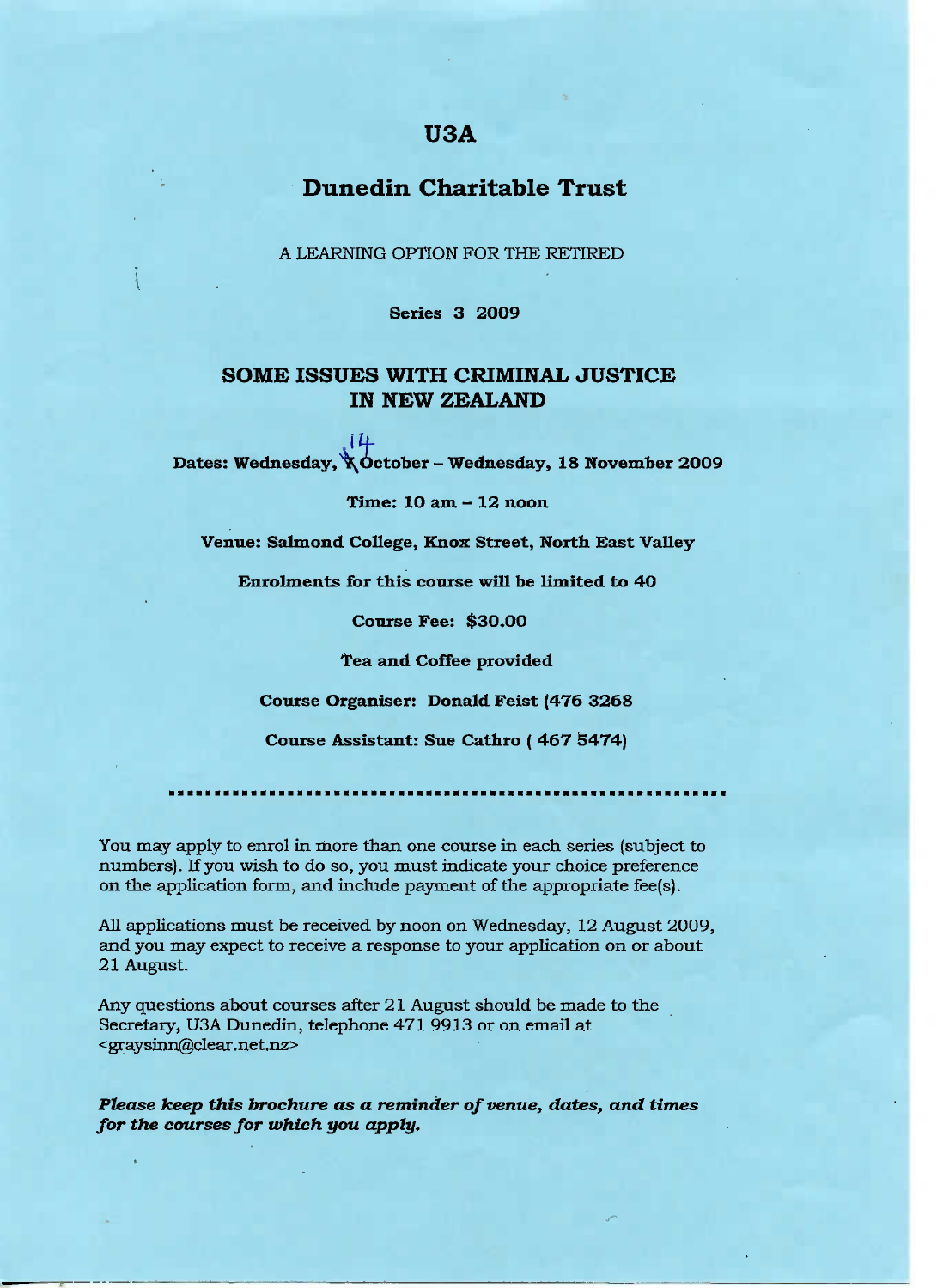# U3A

## Dunedin Charitable Trust

A LEARNING OPTION FOR THE RETIRED

**Series 3 2009**

## SOME ISSUES WITH CRIMINAL JUSTICE IN NEW ZEALAND

**Dates: Wednesday, 14 October – Wednesday, 18 November 2009**

**Time: 10 am – 12 noon**

**Venue: Salmond College, Knox Street, North East Valley**

**Enrolments for this course will be limited to 40**

**Course Fee: $30.00**

**Tea and Coffee provided**

**Course Organiser: Donald Feist (476 3268**

**Course Assistant: Sue Cathro ( 467 5474)**

---

You may apply to enrol in more than one course in each series (subject to numbers). If you wish to do so, you must indicate your choice preference on the application form, and include payment of the appropriate fee(s).

All applications must be received by noon on Wednesday, 12 August 2009, and you may expect to receive a response to your application on or about 21 August.

Any questions about courses after 21 August should be made to the Secretary, U3A Dunedin, telephone 471 9913 or on email at <graysinn@clear.net.nz>

***Please keep this brochure as a reminder of venue, dates, and times for the courses for which you apply.***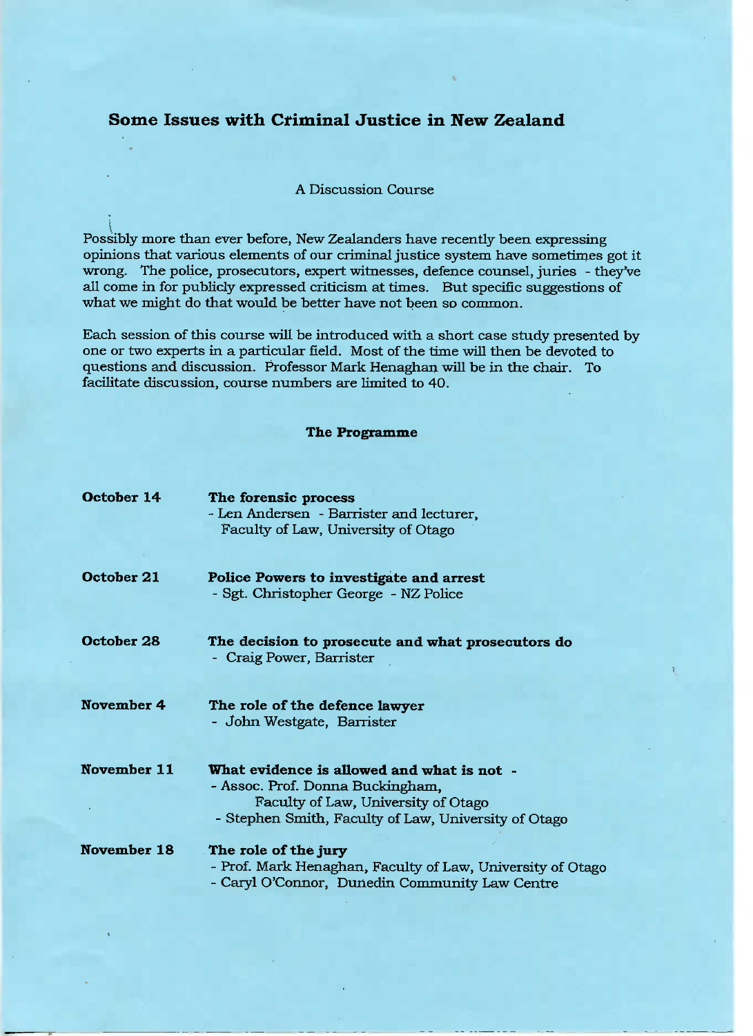## Some Issues with Criminal Justice in New Zealand

A Discussion Course

Possibly more than ever before, New Zealanders have recently been expressing opinions that various elements of our criminal justice system have sometimes got it wrong. The police, prosecutors, expert witnesses, defence counsel, juries - they've all come in for publicly expressed criticism at times. But specific suggestions of what we might do that would be better have not been so common.

Each session of this course will be introduced with a short case study presented by one or two experts in a particular field. Most of the time will then be devoted to questions and discussion. Professor Mark Henaghan will be in the chair. To facilitate discussion, course numbers are limited to 40.

### The Programme

| | |
|---|---|
| **October 14** | **The forensic process**<br>- Len Andersen - Barrister and lecturer, Faculty of Law, University of Otago |
| **October 21** | **Police Powers to investigate and arrest**<br>- Sgt. Christopher George - NZ Police |
| **October 28** | **The decision to prosecute and what prosecutors do**<br>- Craig Power, Barrister |
| **November 4** | **The role of the defence lawyer**<br>- John Westgate, Barrister |
| **November 11** | **What evidence is allowed and what is not -**<br>- Assoc. Prof. Donna Buckingham, Faculty of Law, University of Otago<br>- Stephen Smith, Faculty of Law, University of Otago |
| **November 18** | **The role of the jury**<br>- Prof. Mark Henaghan, Faculty of Law, University of Otago<br>- Caryl O'Connor, Dunedin Community Law Centre |